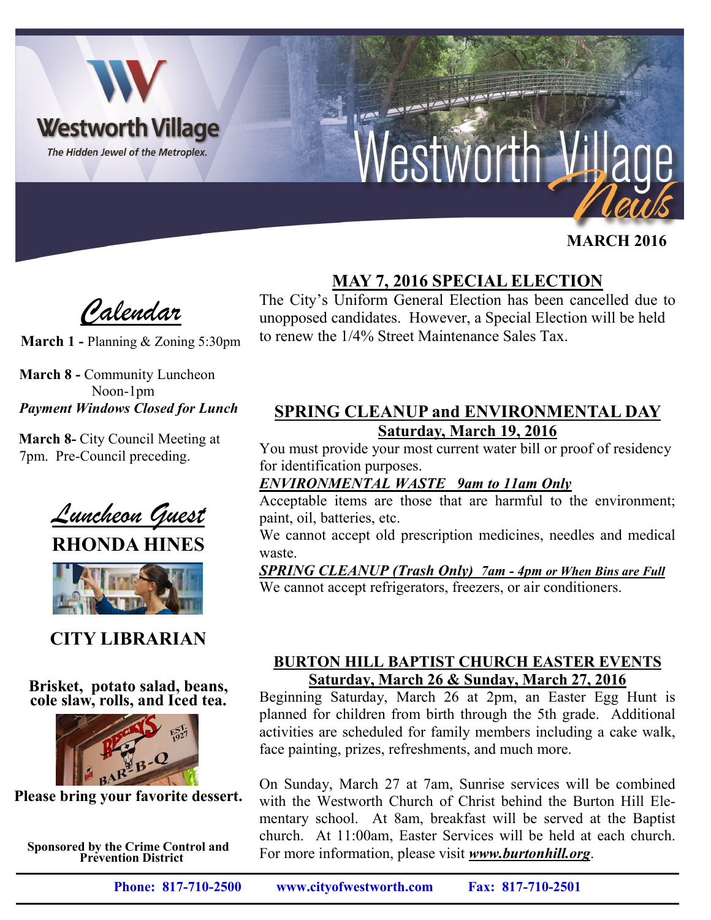# Westworth Village News

Westworth Village — The Hidden Jewel of the Metroplex.

**MARCH 2016**

## *Calendar*

**March 1 -** Planning & Zoning 5:30pm

**March 8 -** Community Luncheon Noon-1pm
***Payment Windows Closed for Lunch***

**March 8-** City Council Meeting at 7pm. Pre-Council preceding.

## *Luncheon Guest*

**RHONDA HINES**

**CITY LIBRARIAN**

**Brisket, potato salad, beans, cole slaw, rolls, and Iced tea.**

**Please bring your favorite dessert.**

**Sponsored by the Crime Control and Prevention District**

## MAY 7, 2016 SPECIAL ELECTION

The City's Uniform General Election has been cancelled due to unopposed candidates. However, a Special Election will be held to renew the 1/4% Street Maintenance Sales Tax.

## SPRING CLEANUP and ENVIRONMENTAL DAY

**Saturday, March 19, 2016**

You must provide your most current water bill or proof of residency for identification purposes.

***ENVIRONMENTAL WASTE 9am to 11am Only***

Acceptable items are those that are harmful to the environment; paint, oil, batteries, etc.

We cannot accept old prescription medicines, needles and medical waste.

***SPRING CLEANUP (Trash Only) 7am - 4pm or When Bins are Full***

We cannot accept refrigerators, freezers, or air conditioners.

## BURTON HILL BAPTIST CHURCH EASTER EVENTS

**Saturday, March 26 & Sunday, March 27, 2016**

Beginning Saturday, March 26 at 2pm, an Easter Egg Hunt is planned for children from birth through the 5th grade. Additional activities are scheduled for family members including a cake walk, face painting, prizes, refreshments, and much more.

On Sunday, March 27 at 7am, Sunrise services will be combined with the Westworth Church of Christ behind the Burton Hill Elementary school. At 8am, breakfast will be served at the Baptist church. At 11:00am, Easter Services will be held at each church. For more information, please visit ***www.burtonhill.org***.

**Phone: 817-710-2500 www.cityofwestworth.com Fax: 817-710-2501**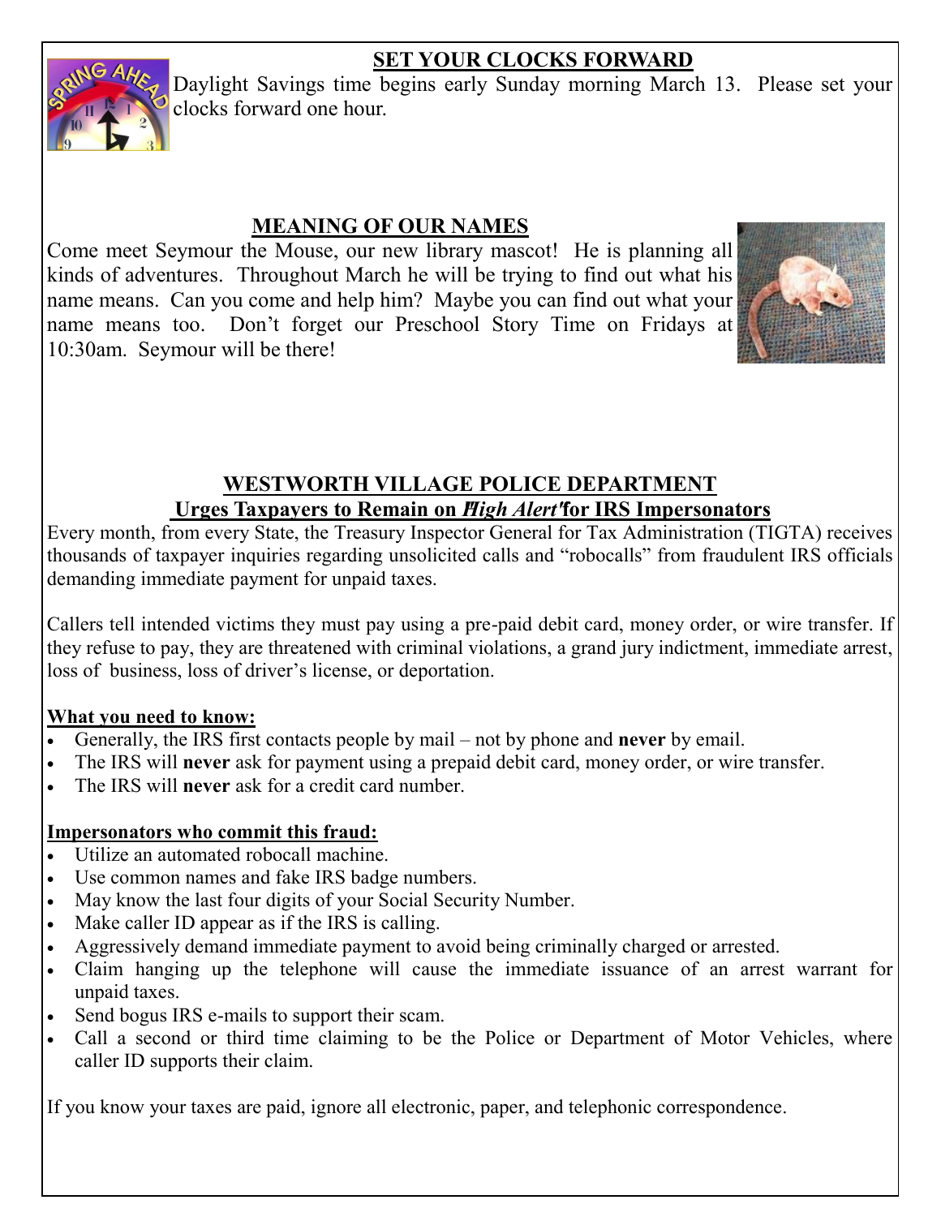## SET YOUR CLOCKS FORWARD

Daylight Savings time begins early Sunday morning March 13. Please set your clocks forward one hour.

## MEANING OF OUR NAMES

Come meet Seymour the Mouse, our new library mascot! He is planning all kinds of adventures. Throughout March he will be trying to find out what his name means. Can you come and help him? Maybe you can find out what your name means too. Don't forget our Preschool Story Time on Fridays at 10:30am. Seymour will be there!

## WESTWORTH VILLAGE POLICE DEPARTMENT

### Urges Taxpayers to Remain on *"High Alert"* for IRS Impersonators

Every month, from every State, the Treasury Inspector General for Tax Administration (TIGTA) receives thousands of taxpayer inquiries regarding unsolicited calls and "robocalls" from fraudulent IRS officials demanding immediate payment for unpaid taxes.

Callers tell intended victims they must pay using a pre-paid debit card, money order, or wire transfer. If they refuse to pay, they are threatened with criminal violations, a grand jury indictment, immediate arrest, loss of business, loss of driver's license, or deportation.

**What you need to know:**

- Generally, the IRS first contacts people by mail – not by phone and **never** by email.
- The IRS will **never** ask for payment using a prepaid debit card, money order, or wire transfer.
- The IRS will **never** ask for a credit card number.

**Impersonators who commit this fraud:**

- Utilize an automated robocall machine.
- Use common names and fake IRS badge numbers.
- May know the last four digits of your Social Security Number.
- Make caller ID appear as if the IRS is calling.
- Aggressively demand immediate payment to avoid being criminally charged or arrested.
- Claim hanging up the telephone will cause the immediate issuance of an arrest warrant for unpaid taxes.
- Send bogus IRS e-mails to support their scam.
- Call a second or third time claiming to be the Police or Department of Motor Vehicles, where caller ID supports their claim.

If you know your taxes are paid, ignore all electronic, paper, and telephonic correspondence.